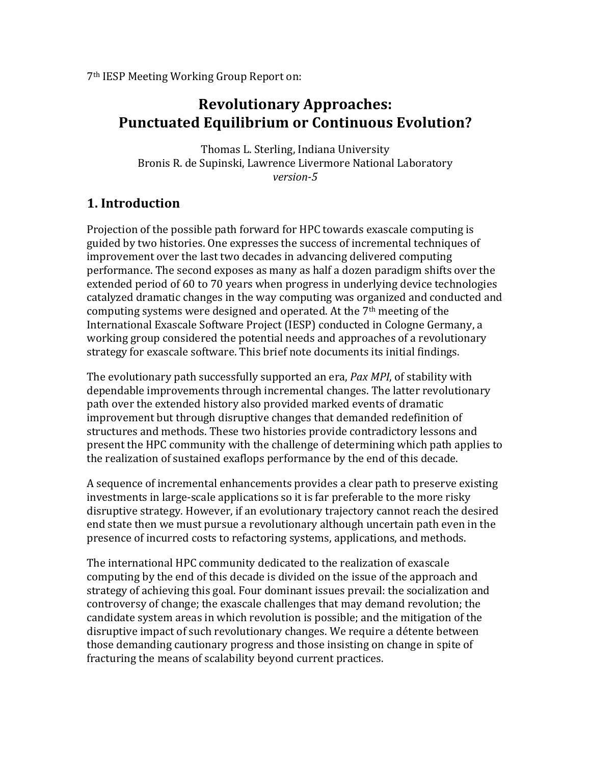7th IESP Meeting Working Group Report on:

# Revolutionary Approaches: Punctuated Equilibrium or Continuous Evolution?

Thomas L. Sterling, Indiana University
Bronis R. de Supinski, Lawrence Livermore National Laboratory
*version-5*

## 1. Introduction

Projection of the possible path forward for HPC towards exascale computing is guided by two histories. One expresses the success of incremental techniques of improvement over the last two decades in advancing delivered computing performance. The second exposes as many as half a dozen paradigm shifts over the extended period of 60 to 70 years when progress in underlying device technologies catalyzed dramatic changes in the way computing was organized and conducted and computing systems were designed and operated. At the 7th meeting of the International Exascale Software Project (IESP) conducted in Cologne Germany, a working group considered the potential needs and approaches of a revolutionary strategy for exascale software. This brief note documents its initial findings.

The evolutionary path successfully supported an era, *Pax MPI*, of stability with dependable improvements through incremental changes. The latter revolutionary path over the extended history also provided marked events of dramatic improvement but through disruptive changes that demanded redefinition of structures and methods. These two histories provide contradictory lessons and present the HPC community with the challenge of determining which path applies to the realization of sustained exaflops performance by the end of this decade.

A sequence of incremental enhancements provides a clear path to preserve existing investments in large-scale applications so it is far preferable to the more risky disruptive strategy. However, if an evolutionary trajectory cannot reach the desired end state then we must pursue a revolutionary although uncertain path even in the presence of incurred costs to refactoring systems, applications, and methods.

The international HPC community dedicated to the realization of exascale computing by the end of this decade is divided on the issue of the approach and strategy of achieving this goal. Four dominant issues prevail: the socialization and controversy of change; the exascale challenges that may demand revolution; the candidate system areas in which revolution is possible; and the mitigation of the disruptive impact of such revolutionary changes. We require a détente between those demanding cautionary progress and those insisting on change in spite of fracturing the means of scalability beyond current practices.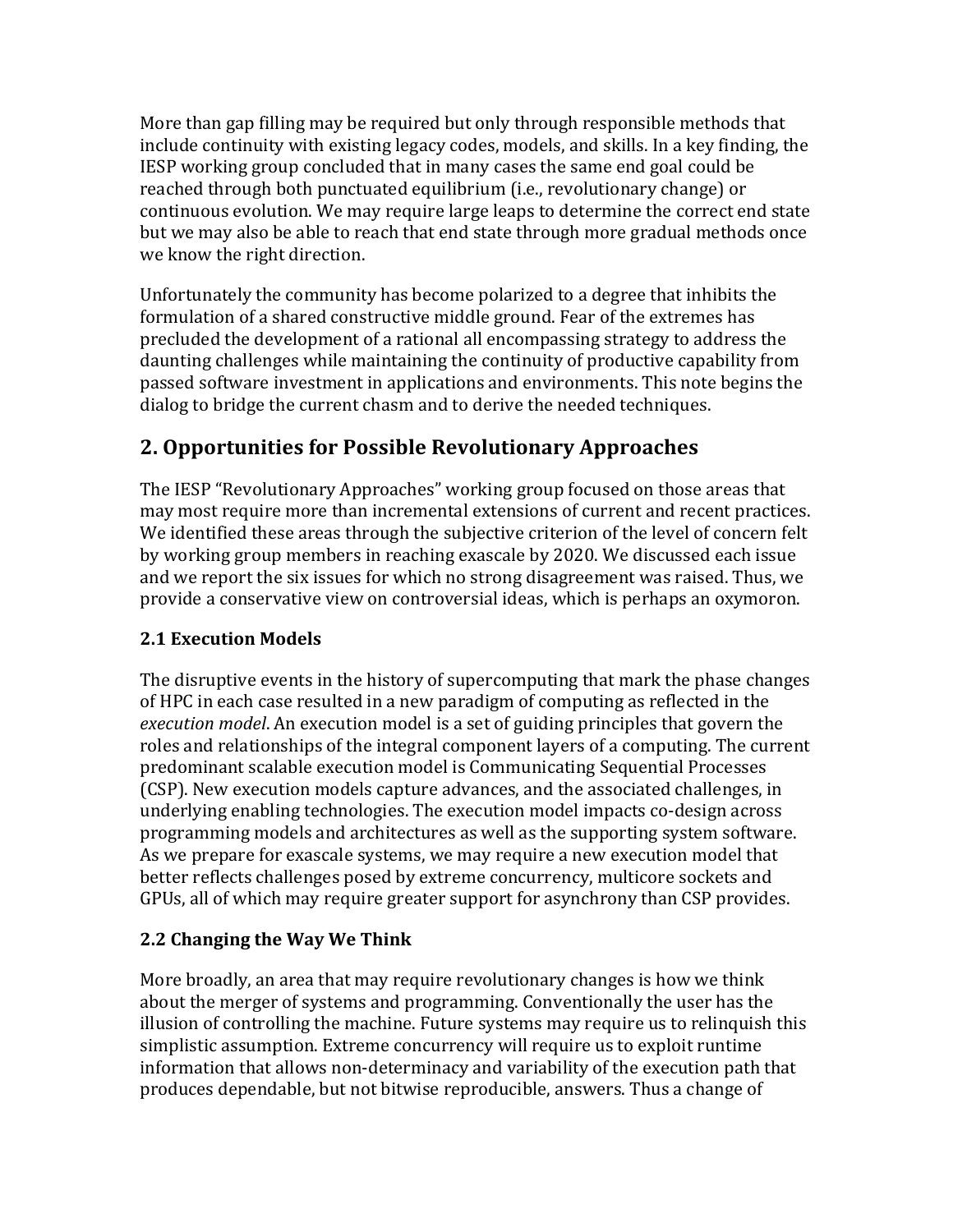More than gap filling may be required but only through responsible methods that include continuity with existing legacy codes, models, and skills. In a key finding, the IESP working group concluded that in many cases the same end goal could be reached through both punctuated equilibrium (i.e., revolutionary change) or continuous evolution. We may require large leaps to determine the correct end state but we may also be able to reach that end state through more gradual methods once we know the right direction.

Unfortunately the community has become polarized to a degree that inhibits the formulation of a shared constructive middle ground. Fear of the extremes has precluded the development of a rational all encompassing strategy to address the daunting challenges while maintaining the continuity of productive capability from passed software investment in applications and environments. This note begins the dialog to bridge the current chasm and to derive the needed techniques.

## 2. Opportunities for Possible Revolutionary Approaches

The IESP "Revolutionary Approaches" working group focused on those areas that may most require more than incremental extensions of current and recent practices. We identified these areas through the subjective criterion of the level of concern felt by working group members in reaching exascale by 2020. We discussed each issue and we report the six issues for which no strong disagreement was raised. Thus, we provide a conservative view on controversial ideas, which is perhaps an oxymoron.

### 2.1 Execution Models

The disruptive events in the history of supercomputing that mark the phase changes of HPC in each case resulted in a new paradigm of computing as reflected in the *execution model*. An execution model is a set of guiding principles that govern the roles and relationships of the integral component layers of a computing. The current predominant scalable execution model is Communicating Sequential Processes (CSP). New execution models capture advances, and the associated challenges, in underlying enabling technologies. The execution model impacts co-design across programming models and architectures as well as the supporting system software. As we prepare for exascale systems, we may require a new execution model that better reflects challenges posed by extreme concurrency, multicore sockets and GPUs, all of which may require greater support for asynchrony than CSP provides.

### 2.2 Changing the Way We Think

More broadly, an area that may require revolutionary changes is how we think about the merger of systems and programming. Conventionally the user has the illusion of controlling the machine. Future systems may require us to relinquish this simplistic assumption. Extreme concurrency will require us to exploit runtime information that allows non-determinacy and variability of the execution path that produces dependable, but not bitwise reproducible, answers. Thus a change of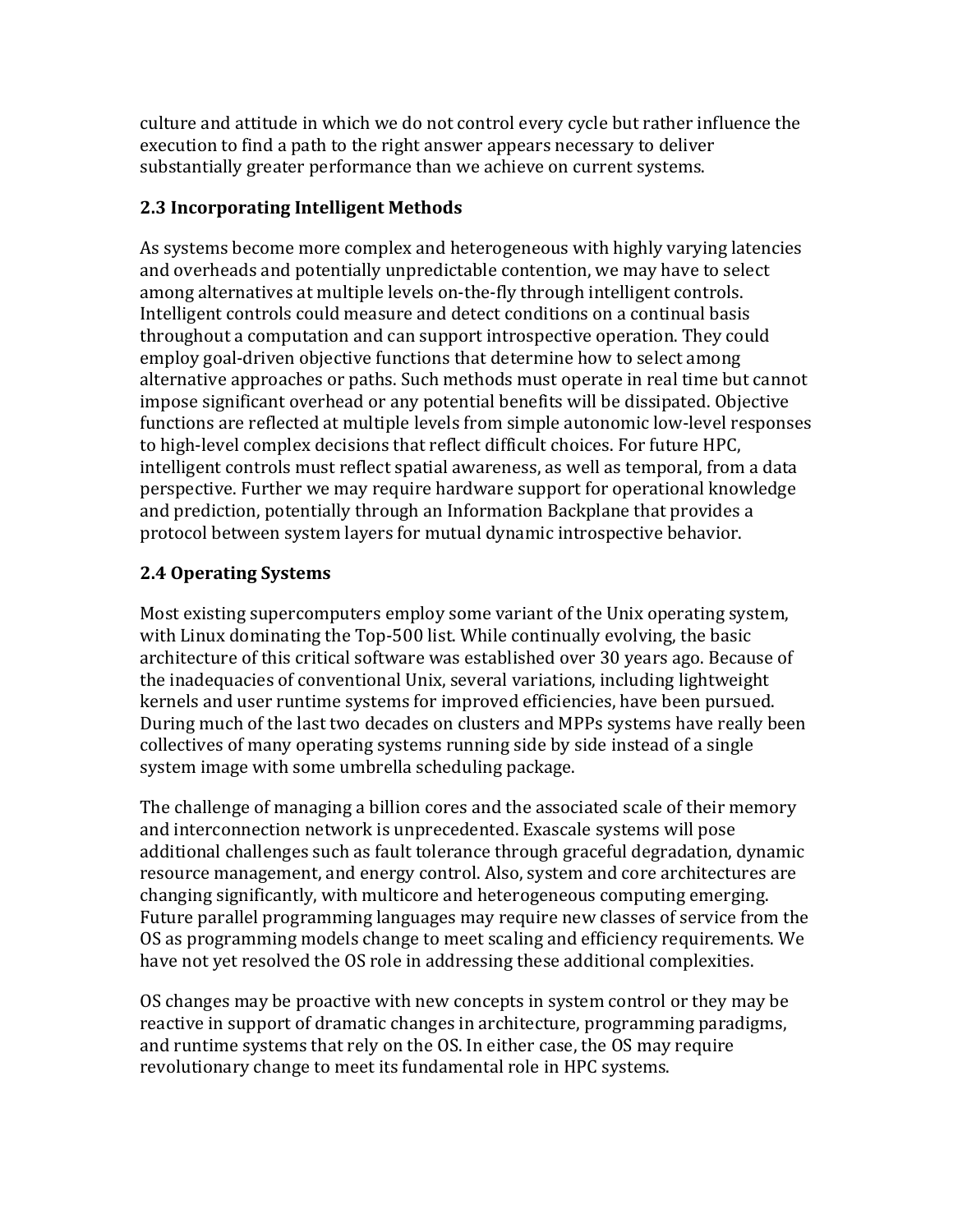culture and attitude in which we do not control every cycle but rather influence the execution to find a path to the right answer appears necessary to deliver substantially greater performance than we achieve on current systems.

### 2.3 Incorporating Intelligent Methods

As systems become more complex and heterogeneous with highly varying latencies and overheads and potentially unpredictable contention, we may have to select among alternatives at multiple levels on-the-fly through intelligent controls. Intelligent controls could measure and detect conditions on a continual basis throughout a computation and can support introspective operation. They could employ goal-driven objective functions that determine how to select among alternative approaches or paths. Such methods must operate in real time but cannot impose significant overhead or any potential benefits will be dissipated. Objective functions are reflected at multiple levels from simple autonomic low-level responses to high-level complex decisions that reflect difficult choices. For future HPC, intelligent controls must reflect spatial awareness, as well as temporal, from a data perspective. Further we may require hardware support for operational knowledge and prediction, potentially through an Information Backplane that provides a protocol between system layers for mutual dynamic introspective behavior.

### 2.4 Operating Systems

Most existing supercomputers employ some variant of the Unix operating system, with Linux dominating the Top-500 list. While continually evolving, the basic architecture of this critical software was established over 30 years ago. Because of the inadequacies of conventional Unix, several variations, including lightweight kernels and user runtime systems for improved efficiencies, have been pursued. During much of the last two decades on clusters and MPPs systems have really been collectives of many operating systems running side by side instead of a single system image with some umbrella scheduling package.

The challenge of managing a billion cores and the associated scale of their memory and interconnection network is unprecedented. Exascale systems will pose additional challenges such as fault tolerance through graceful degradation, dynamic resource management, and energy control. Also, system and core architectures are changing significantly, with multicore and heterogeneous computing emerging. Future parallel programming languages may require new classes of service from the OS as programming models change to meet scaling and efficiency requirements. We have not yet resolved the OS role in addressing these additional complexities.

OS changes may be proactive with new concepts in system control or they may be reactive in support of dramatic changes in architecture, programming paradigms, and runtime systems that rely on the OS. In either case, the OS may require revolutionary change to meet its fundamental role in HPC systems.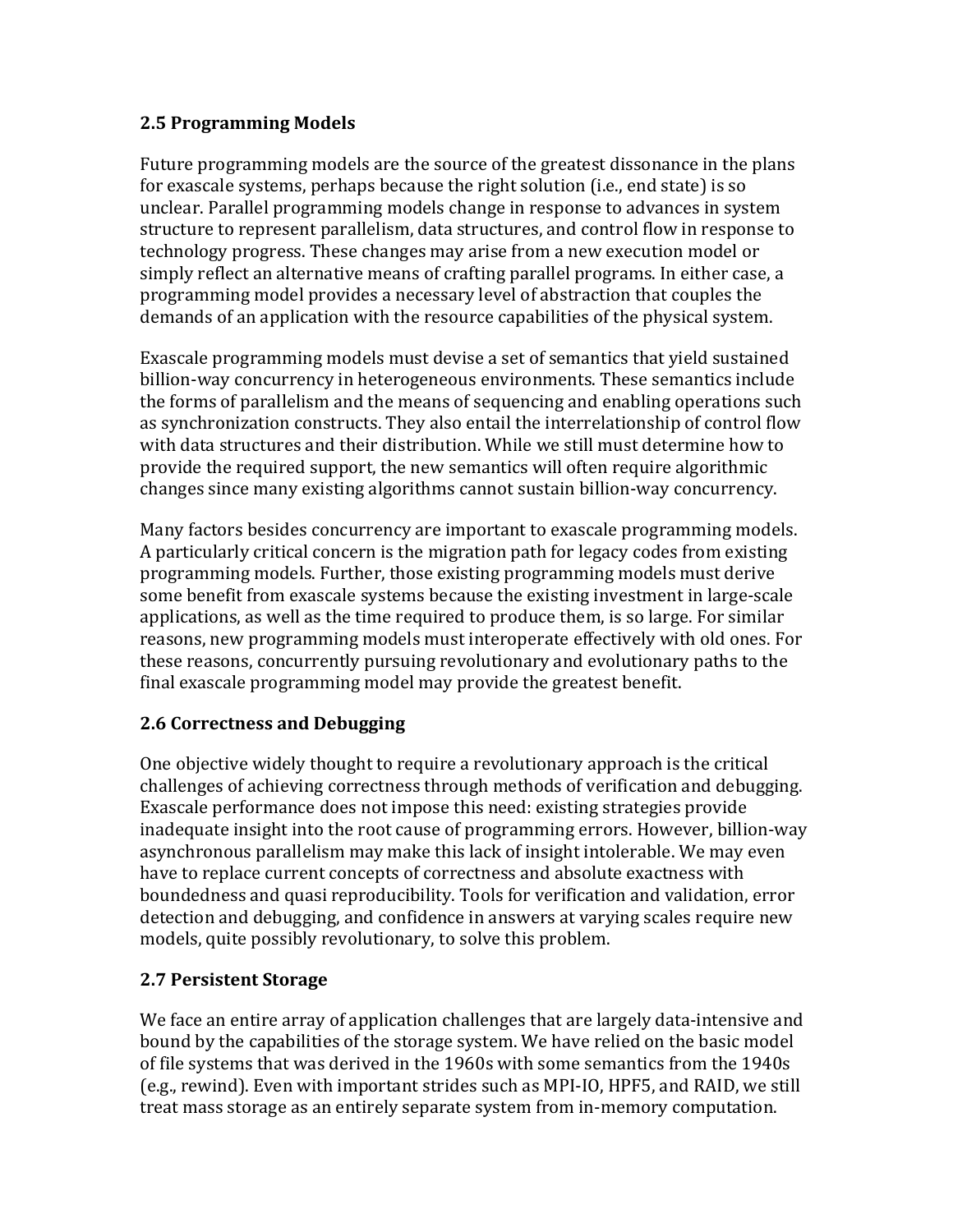### 2.5 Programming Models

Future programming models are the source of the greatest dissonance in the plans for exascale systems, perhaps because the right solution (i.e., end state) is so unclear. Parallel programming models change in response to advances in system structure to represent parallelism, data structures, and control flow in response to technology progress. These changes may arise from a new execution model or simply reflect an alternative means of crafting parallel programs. In either case, a programming model provides a necessary level of abstraction that couples the demands of an application with the resource capabilities of the physical system.

Exascale programming models must devise a set of semantics that yield sustained billion-way concurrency in heterogeneous environments. These semantics include the forms of parallelism and the means of sequencing and enabling operations such as synchronization constructs. They also entail the interrelationship of control flow with data structures and their distribution. While we still must determine how to provide the required support, the new semantics will often require algorithmic changes since many existing algorithms cannot sustain billion-way concurrency.

Many factors besides concurrency are important to exascale programming models. A particularly critical concern is the migration path for legacy codes from existing programming models. Further, those existing programming models must derive some benefit from exascale systems because the existing investment in large-scale applications, as well as the time required to produce them, is so large. For similar reasons, new programming models must interoperate effectively with old ones. For these reasons, concurrently pursuing revolutionary and evolutionary paths to the final exascale programming model may provide the greatest benefit.

### 2.6 Correctness and Debugging

One objective widely thought to require a revolutionary approach is the critical challenges of achieving correctness through methods of verification and debugging. Exascale performance does not impose this need: existing strategies provide inadequate insight into the root cause of programming errors. However, billion-way asynchronous parallelism may make this lack of insight intolerable. We may even have to replace current concepts of correctness and absolute exactness with boundedness and quasi reproducibility. Tools for verification and validation, error detection and debugging, and confidence in answers at varying scales require new models, quite possibly revolutionary, to solve this problem.

### 2.7 Persistent Storage

We face an entire array of application challenges that are largely data-intensive and bound by the capabilities of the storage system. We have relied on the basic model of file systems that was derived in the 1960s with some semantics from the 1940s (e.g., rewind). Even with important strides such as MPI-IO, HPF5, and RAID, we still treat mass storage as an entirely separate system from in-memory computation.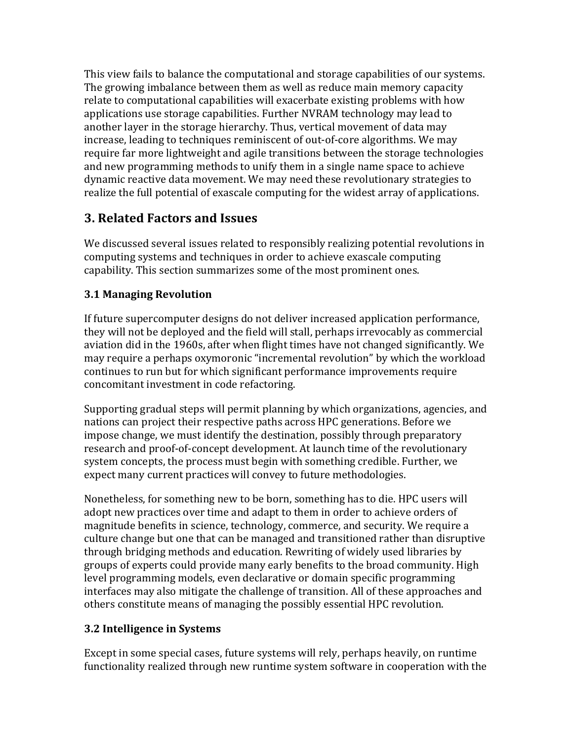This view fails to balance the computational and storage capabilities of our systems. The growing imbalance between them as well as reduce main memory capacity relate to computational capabilities will exacerbate existing problems with how applications use storage capabilities. Further NVRAM technology may lead to another layer in the storage hierarchy. Thus, vertical movement of data may increase, leading to techniques reminiscent of out-of-core algorithms. We may require far more lightweight and agile transitions between the storage technologies and new programming methods to unify them in a single name space to achieve dynamic reactive data movement. We may need these revolutionary strategies to realize the full potential of exascale computing for the widest array of applications.

## 3. Related Factors and Issues

We discussed several issues related to responsibly realizing potential revolutions in computing systems and techniques in order to achieve exascale computing capability. This section summarizes some of the most prominent ones.

### 3.1 Managing Revolution

If future supercomputer designs do not deliver increased application performance, they will not be deployed and the field will stall, perhaps irrevocably as commercial aviation did in the 1960s, after when flight times have not changed significantly. We may require a perhaps oxymoronic "incremental revolution" by which the workload continues to run but for which significant performance improvements require concomitant investment in code refactoring.

Supporting gradual steps will permit planning by which organizations, agencies, and nations can project their respective paths across HPC generations. Before we impose change, we must identify the destination, possibly through preparatory research and proof-of-concept development. At launch time of the revolutionary system concepts, the process must begin with something credible. Further, we expect many current practices will convey to future methodologies.

Nonetheless, for something new to be born, something has to die. HPC users will adopt new practices over time and adapt to them in order to achieve orders of magnitude benefits in science, technology, commerce, and security. We require a culture change but one that can be managed and transitioned rather than disruptive through bridging methods and education. Rewriting of widely used libraries by groups of experts could provide many early benefits to the broad community. High level programming models, even declarative or domain specific programming interfaces may also mitigate the challenge of transition. All of these approaches and others constitute means of managing the possibly essential HPC revolution.

### 3.2 Intelligence in Systems

Except in some special cases, future systems will rely, perhaps heavily, on runtime functionality realized through new runtime system software in cooperation with the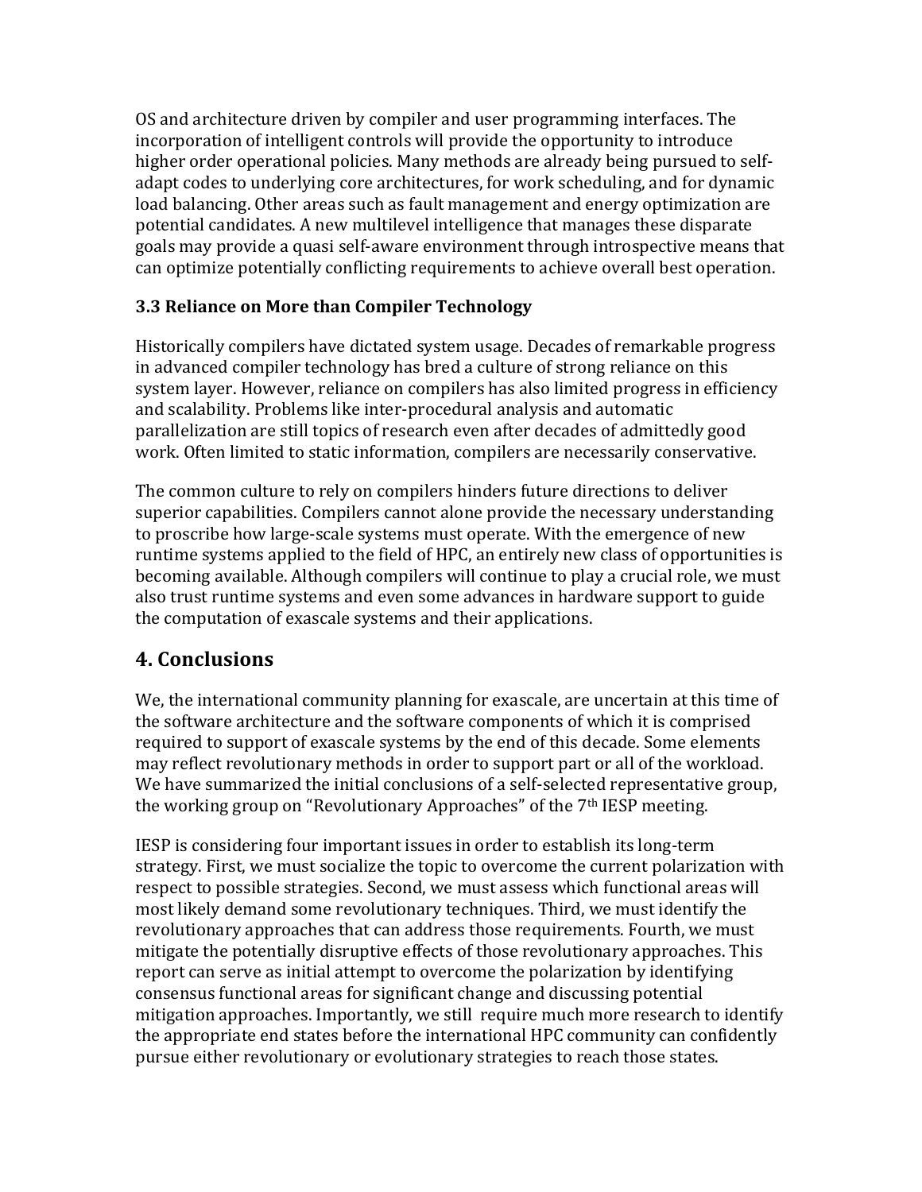OS and architecture driven by compiler and user programming interfaces. The incorporation of intelligent controls will provide the opportunity to introduce higher order operational policies. Many methods are already being pursued to self-adapt codes to underlying core architectures, for work scheduling, and for dynamic load balancing. Other areas such as fault management and energy optimization are potential candidates. A new multilevel intelligence that manages these disparate goals may provide a quasi self-aware environment through introspective means that can optimize potentially conflicting requirements to achieve overall best operation.

### 3.3 Reliance on More than Compiler Technology

Historically compilers have dictated system usage. Decades of remarkable progress in advanced compiler technology has bred a culture of strong reliance on this system layer. However, reliance on compilers has also limited progress in efficiency and scalability. Problems like inter-procedural analysis and automatic parallelization are still topics of research even after decades of admittedly good work. Often limited to static information, compilers are necessarily conservative.

The common culture to rely on compilers hinders future directions to deliver superior capabilities. Compilers cannot alone provide the necessary understanding to proscribe how large-scale systems must operate. With the emergence of new runtime systems applied to the field of HPC, an entirely new class of opportunities is becoming available. Although compilers will continue to play a crucial role, we must also trust runtime systems and even some advances in hardware support to guide the computation of exascale systems and their applications.

## 4. Conclusions

We, the international community planning for exascale, are uncertain at this time of the software architecture and the software components of which it is comprised required to support of exascale systems by the end of this decade. Some elements may reflect revolutionary methods in order to support part or all of the workload. We have summarized the initial conclusions of a self-selected representative group, the working group on "Revolutionary Approaches" of the 7th IESP meeting.

IESP is considering four important issues in order to establish its long-term strategy. First, we must socialize the topic to overcome the current polarization with respect to possible strategies. Second, we must assess which functional areas will most likely demand some revolutionary techniques. Third, we must identify the revolutionary approaches that can address those requirements. Fourth, we must mitigate the potentially disruptive effects of those revolutionary approaches. This report can serve as initial attempt to overcome the polarization by identifying consensus functional areas for significant change and discussing potential mitigation approaches. Importantly, we still require much more research to identify the appropriate end states before the international HPC community can confidently pursue either revolutionary or evolutionary strategies to reach those states.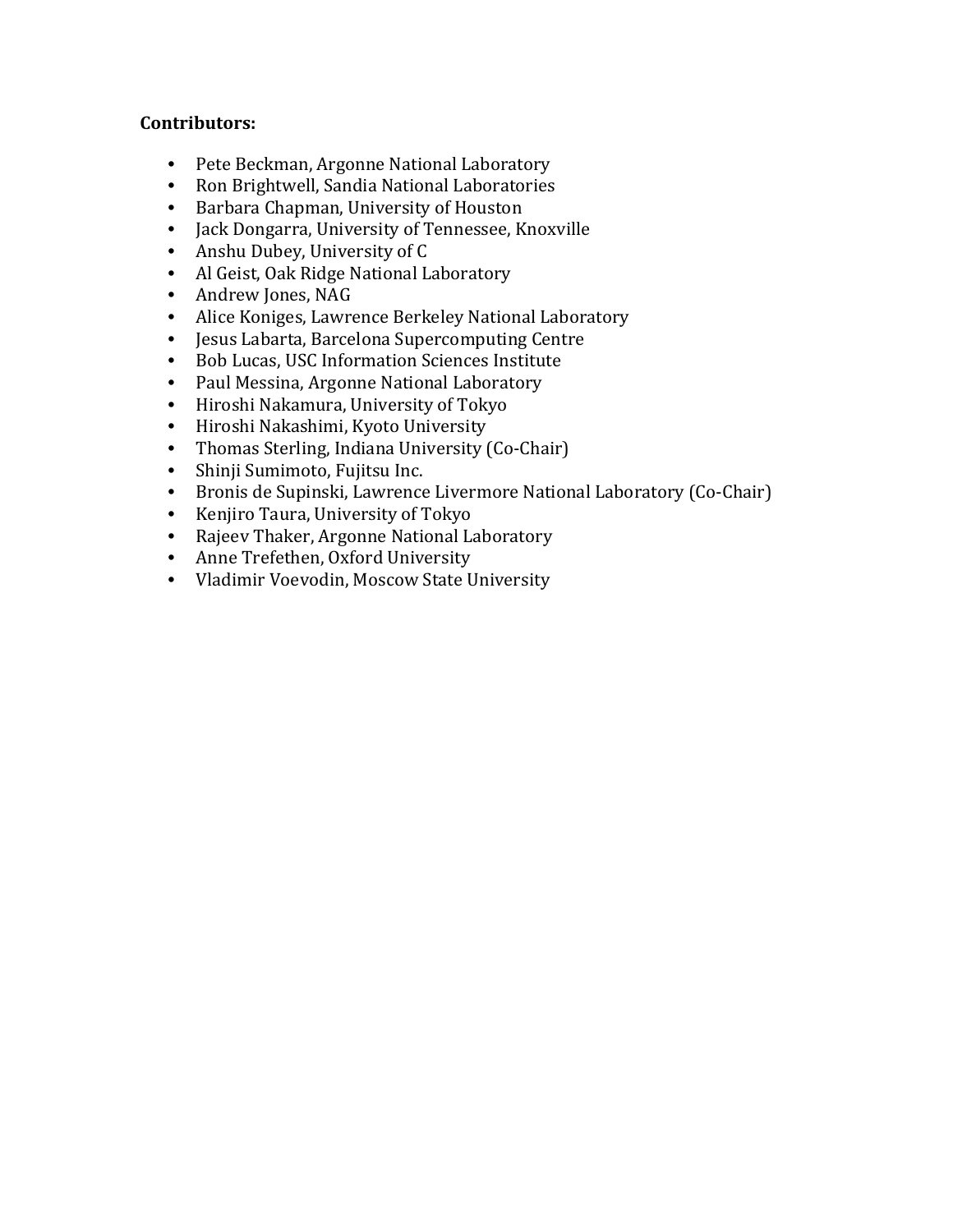**Contributors:**

- Pete Beckman, Argonne National Laboratory
- Ron Brightwell, Sandia National Laboratories
- Barbara Chapman, University of Houston
- Jack Dongarra, University of Tennessee, Knoxville
- Anshu Dubey, University of C
- Al Geist, Oak Ridge National Laboratory
- Andrew Jones, NAG
- Alice Koniges, Lawrence Berkeley National Laboratory
- Jesus Labarta, Barcelona Supercomputing Centre
- Bob Lucas, USC Information Sciences Institute
- Paul Messina, Argonne National Laboratory
- Hiroshi Nakamura, University of Tokyo
- Hiroshi Nakashimi, Kyoto University
- Thomas Sterling, Indiana University (Co-Chair)
- Shinji Sumimoto, Fujitsu Inc.
- Bronis de Supinski, Lawrence Livermore National Laboratory (Co-Chair)
- Kenjiro Taura, University of Tokyo
- Rajeev Thaker, Argonne National Laboratory
- Anne Trefethen, Oxford University
- Vladimir Voevodin, Moscow State University